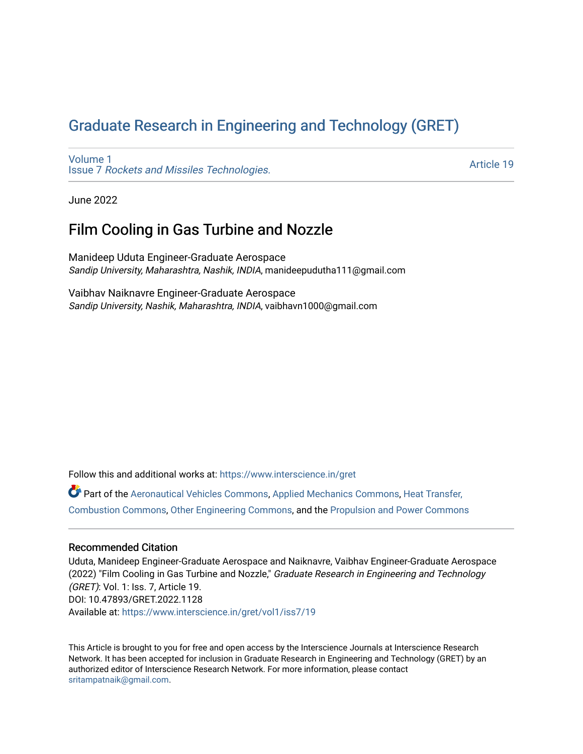# Graduate Research in Engineering and Technology (GRET)

Volume 1
Issue 7 *Rockets and Missiles Technologies.*

Article 19

June 2022

## Film Cooling in Gas Turbine and Nozzle

Manideep Uduta Engineer-Graduate Aerospace
*Sandip University, Maharashtra, Nashik, INDIA*, manideepudutha111@gmail.com

Vaibhav Naiknavre Engineer-Graduate Aerospace
*Sandip University, Nashik, Maharashtra, INDIA*, vaibhavn1000@gmail.com

Follow this and additional works at: https://www.interscience.in/gret

Part of the Aeronautical Vehicles Commons, Applied Mechanics Commons, Heat Transfer, Combustion Commons, Other Engineering Commons, and the Propulsion and Power Commons

### Recommended Citation

Uduta, Manideep Engineer-Graduate Aerospace and Naiknavre, Vaibhav Engineer-Graduate Aerospace (2022) "Film Cooling in Gas Turbine and Nozzle," *Graduate Research in Engineering and Technology (GRET)*: Vol. 1: Iss. 7, Article 19.
DOI: 10.47893/GRET.2022.1128
Available at: https://www.interscience.in/gret/vol1/iss7/19

This Article is brought to you for free and open access by the Interscience Journals at Interscience Research Network. It has been accepted for inclusion in Graduate Research in Engineering and Technology (GRET) by an authorized editor of Interscience Research Network. For more information, please contact sritampatnaik@gmail.com.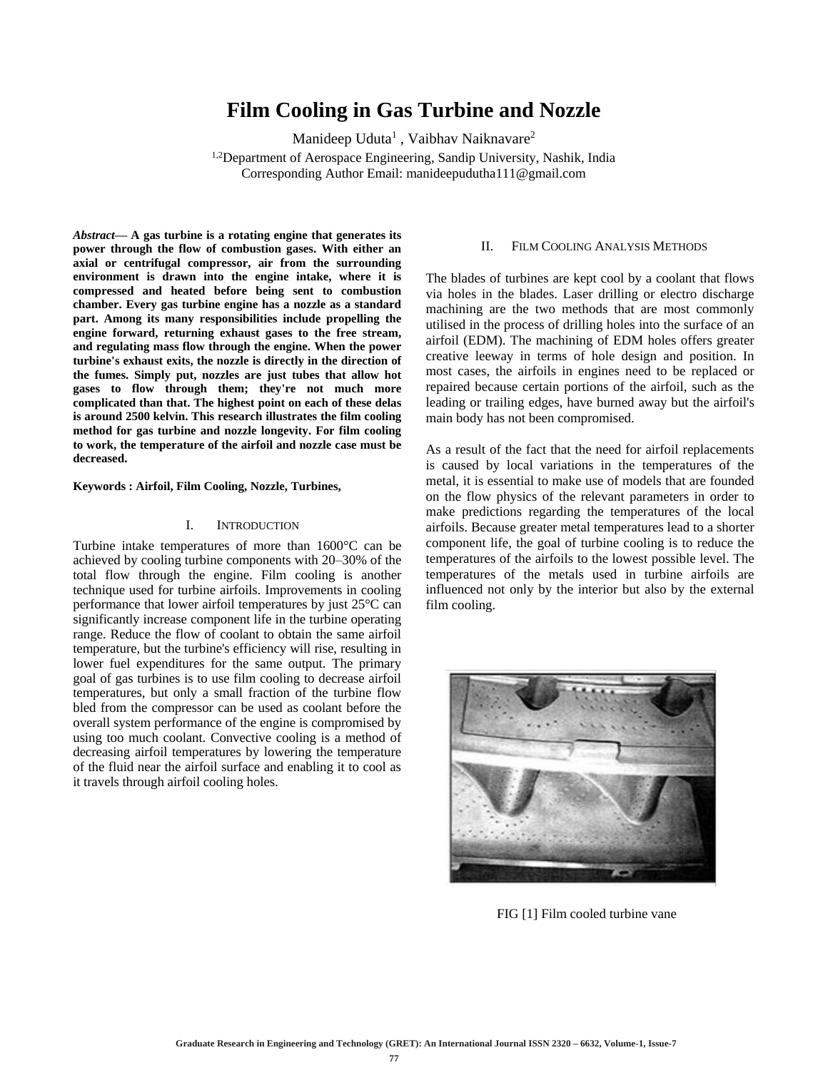# Film Cooling in Gas Turbine and Nozzle

Manideep Uduta[1] , Vaibhav Naiknavare[2]

[1,2]Department of Aerospace Engineering, Sandip University, Nashik, India

Corresponding Author Email: manideepudutha111@gmail.com

***Abstract*— A gas turbine is a rotating engine that generates its power through the flow of combustion gases. With either an axial or centrifugal compressor, air from the surrounding environment is drawn into the engine intake, where it is compressed and heated before being sent to combustion chamber. Every gas turbine engine has a nozzle as a standard part. Among its many responsibilities include propelling the engine forward, returning exhaust gases to the free stream, and regulating mass flow through the engine. When the power turbine's exhaust exits, the nozzle is directly in the direction of the fumes. Simply put, nozzles are just tubes that allow hot gases to flow through them; they're not much more complicated than that. The highest point on each of these delas is around 2500 kelvin. This research illustrates the film cooling method for gas turbine and nozzle longevity. For film cooling to work, the temperature of the airfoil and nozzle case must be decreased.**

**Keywords : Airfoil, Film Cooling, Nozzle, Turbines,**

## I. INTRODUCTION

Turbine intake temperatures of more than 1600°C can be achieved by cooling turbine components with 20–30% of the total flow through the engine. Film cooling is another technique used for turbine airfoils. Improvements in cooling performance that lower airfoil temperatures by just 25°C can significantly increase component life in the turbine operating range. Reduce the flow of coolant to obtain the same airfoil temperature, but the turbine's efficiency will rise, resulting in lower fuel expenditures for the same output. The primary goal of gas turbines is to use film cooling to decrease airfoil temperatures, but only a small fraction of the turbine flow bled from the compressor can be used as coolant before the overall system performance of the engine is compromised by using too much coolant. Convective cooling is a method of decreasing airfoil temperatures by lowering the temperature of the fluid near the airfoil surface and enabling it to cool as it travels through airfoil cooling holes.

## II. FILM COOLING ANALYSIS METHODS

The blades of turbines are kept cool by a coolant that flows via holes in the blades. Laser drilling or electro discharge machining are the two methods that are most commonly utilised in the process of drilling holes into the surface of an airfoil (EDM). The machining of EDM holes offers greater creative leeway in terms of hole design and position. In most cases, the airfoils in engines need to be replaced or repaired because certain portions of the airfoil, such as the leading or trailing edges, have burned away but the airfoil's main body has not been compromised.

As a result of the fact that the need for airfoil replacements is caused by local variations in the temperatures of the metal, it is essential to make use of models that are founded on the flow physics of the relevant parameters in order to make predictions regarding the temperatures of the local airfoils. Because greater metal temperatures lead to a shorter component life, the goal of turbine cooling is to reduce the temperatures of the airfoils to the lowest possible level. The temperatures of the metals used in turbine airfoils are influenced not only by the interior but also by the external film cooling.

FIG [1] Film cooled turbine vane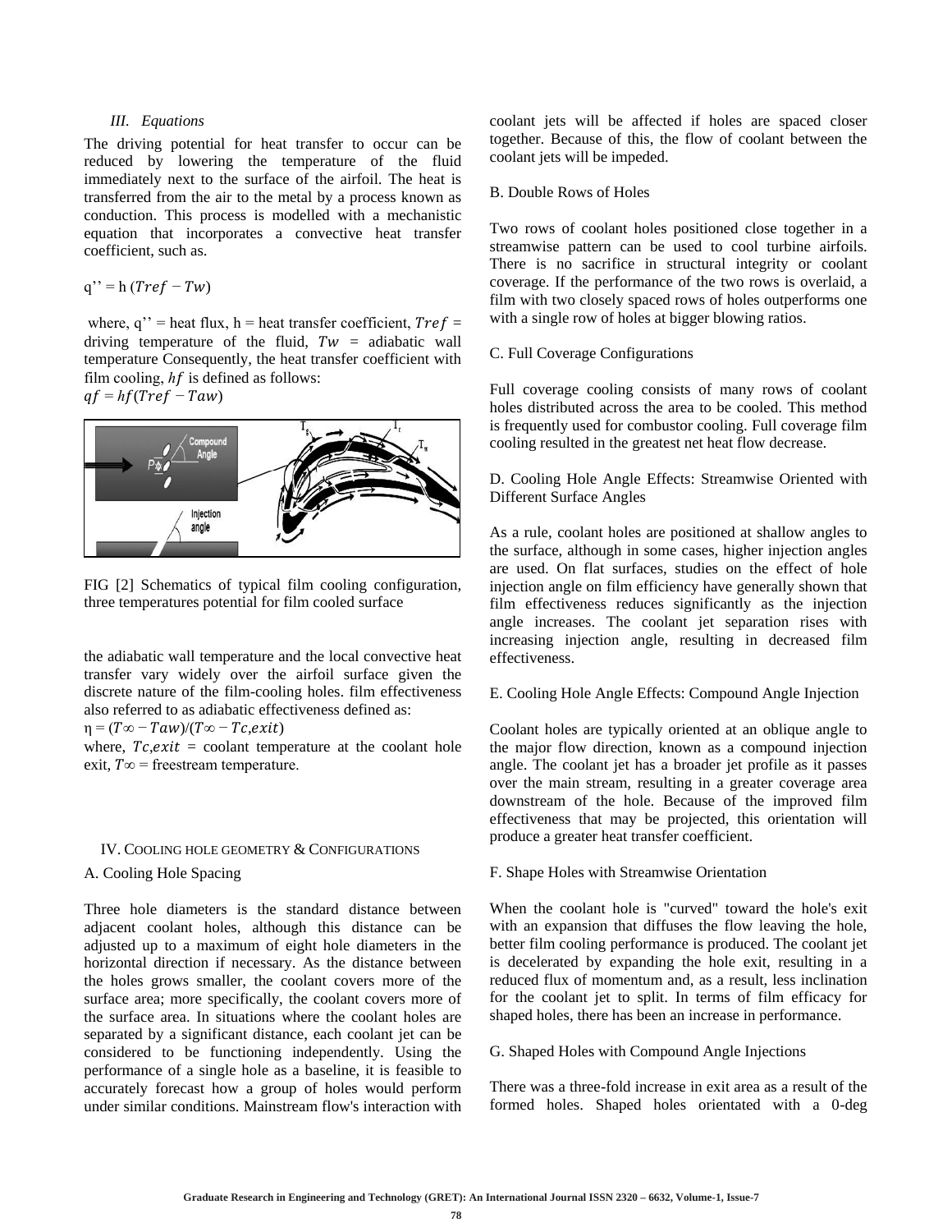### III. *Equations*

The driving potential for heat transfer to occur can be reduced by lowering the temperature of the fluid immediately next to the surface of the airfoil. The heat is transferred from the air to the metal by a process known as conduction. This process is modelled with a mechanistic equation that incorporates a convective heat transfer coefficient, such as.

$$q'' = h\,(Tref - Tw)$$

where, q'' = heat flux, h = heat transfer coefficient, $Tref$ = driving temperature of the fluid, $Tw$ = adiabatic wall temperature Consequently, the heat transfer coefficient with film cooling, $hf$ is defined as follows:

$$qf = hf(Tref - Taw)$$

FIG [2] Schematics of typical film cooling configuration, three temperatures potential for film cooled surface

the adiabatic wall temperature and the local convective heat transfer vary widely over the airfoil surface given the discrete nature of the film-cooling holes. film effectiveness also referred to as adiabatic effectiveness defined as:

$$\eta = (T\infty - Taw)/(T\infty - Tc,exit)$$

where, $Tc,exit$ = coolant temperature at the coolant hole exit, $T\infty$ = freestream temperature.

## IV. Cooling hole geometry & Configurations

### A. Cooling Hole Spacing

Three hole diameters is the standard distance between adjacent coolant holes, although this distance can be adjusted up to a maximum of eight hole diameters in the horizontal direction if necessary. As the distance between the holes grows smaller, the coolant covers more of the surface area; more specifically, the coolant covers more of the surface area. In situations where the coolant holes are separated by a significant distance, each coolant jet can be considered to be functioning independently. Using the performance of a single hole as a baseline, it is feasible to accurately forecast how a group of holes would perform under similar conditions. Mainstream flow's interaction with coolant jets will be affected if holes are spaced closer together. Because of this, the flow of coolant between the coolant jets will be impeded.

### B. Double Rows of Holes

Two rows of coolant holes positioned close together in a streamwise pattern can be used to cool turbine airfoils. There is no sacrifice in structural integrity or coolant coverage. If the performance of the two rows is overlaid, a film with two closely spaced rows of holes outperforms one with a single row of holes at bigger blowing ratios.

### C. Full Coverage Configurations

Full coverage cooling consists of many rows of coolant holes distributed across the area to be cooled. This method is frequently used for combustor cooling. Full coverage film cooling resulted in the greatest net heat flow decrease.

### D. Cooling Hole Angle Effects: Streamwise Oriented with Different Surface Angles

As a rule, coolant holes are positioned at shallow angles to the surface, although in some cases, higher injection angles are used. On flat surfaces, studies on the effect of hole injection angle on film efficiency have generally shown that film effectiveness reduces significantly as the injection angle increases. The coolant jet separation rises with increasing injection angle, resulting in decreased film effectiveness.

### E. Cooling Hole Angle Effects: Compound Angle Injection

Coolant holes are typically oriented at an oblique angle to the major flow direction, known as a compound injection angle. The coolant jet has a broader jet profile as it passes over the main stream, resulting in a greater coverage area downstream of the hole. Because of the improved film effectiveness that may be projected, this orientation will produce a greater heat transfer coefficient.

### F. Shape Holes with Streamwise Orientation

When the coolant hole is "curved" toward the hole's exit with an expansion that diffuses the flow leaving the hole, better film cooling performance is produced. The coolant jet is decelerated by expanding the hole exit, resulting in a reduced flux of momentum and, as a result, less inclination for the coolant jet to split. In terms of film efficacy for shaped holes, there has been an increase in performance.

### G. Shaped Holes with Compound Angle Injections

There was a three-fold increase in exit area as a result of the formed holes. Shaped holes orientated with a 0-deg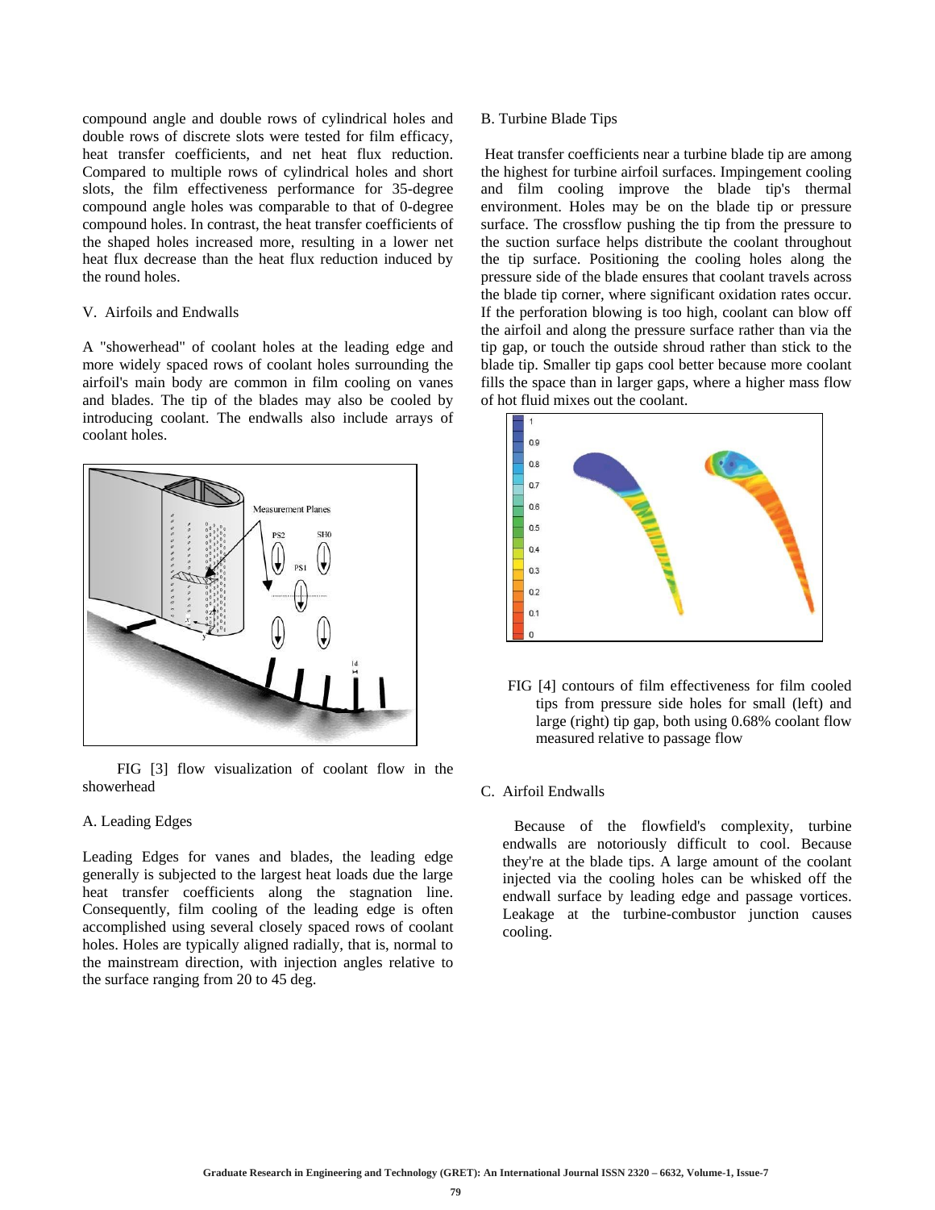compound angle and double rows of cylindrical holes and double rows of discrete slots were tested for film efficacy, heat transfer coefficients, and net heat flux reduction. Compared to multiple rows of cylindrical holes and short slots, the film effectiveness performance for 35-degree compound angle holes was comparable to that of 0-degree compound holes. In contrast, the heat transfer coefficients of the shaped holes increased more, resulting in a lower net heat flux decrease than the heat flux reduction induced by the round holes.

## V. Airfoils and Endwalls

A "showerhead" of coolant holes at the leading edge and more widely spaced rows of coolant holes surrounding the airfoil's main body are common in film cooling on vanes and blades. The tip of the blades may also be cooled by introducing coolant. The endwalls also include arrays of coolant holes.

FIG [3] flow visualization of coolant flow in the showerhead

### A. Leading Edges

Leading Edges for vanes and blades, the leading edge generally is subjected to the largest heat loads due the large heat transfer coefficients along the stagnation line. Consequently, film cooling of the leading edge is often accomplished using several closely spaced rows of coolant holes. Holes are typically aligned radially, that is, normal to the mainstream direction, with injection angles relative to the surface ranging from 20 to 45 deg.

### B. Turbine Blade Tips

Heat transfer coefficients near a turbine blade tip are among the highest for turbine airfoil surfaces. Impingement cooling and film cooling improve the blade tip's thermal environment. Holes may be on the blade tip or pressure surface. The crossflow pushing the tip from the pressure to the suction surface helps distribute the coolant throughout the tip surface. Positioning the cooling holes along the pressure side of the blade ensures that coolant travels across the blade tip corner, where significant oxidation rates occur. If the perforation blowing is too high, coolant can blow off the airfoil and along the pressure surface rather than via the tip gap, or touch the outside shroud rather than stick to the blade tip. Smaller tip gaps cool better because more coolant fills the space than in larger gaps, where a higher mass flow of hot fluid mixes out the coolant.

FIG [4] contours of film effectiveness for film cooled tips from pressure side holes for small (left) and large (right) tip gap, both using 0.68% coolant flow measured relative to passage flow

### C. Airfoil Endwalls

Because of the flowfield's complexity, turbine endwalls are notoriously difficult to cool. Because they're at the blade tips. A large amount of the coolant injected via the cooling holes can be whisked off the endwall surface by leading edge and passage vortices. Leakage at the turbine-combustor junction causes cooling.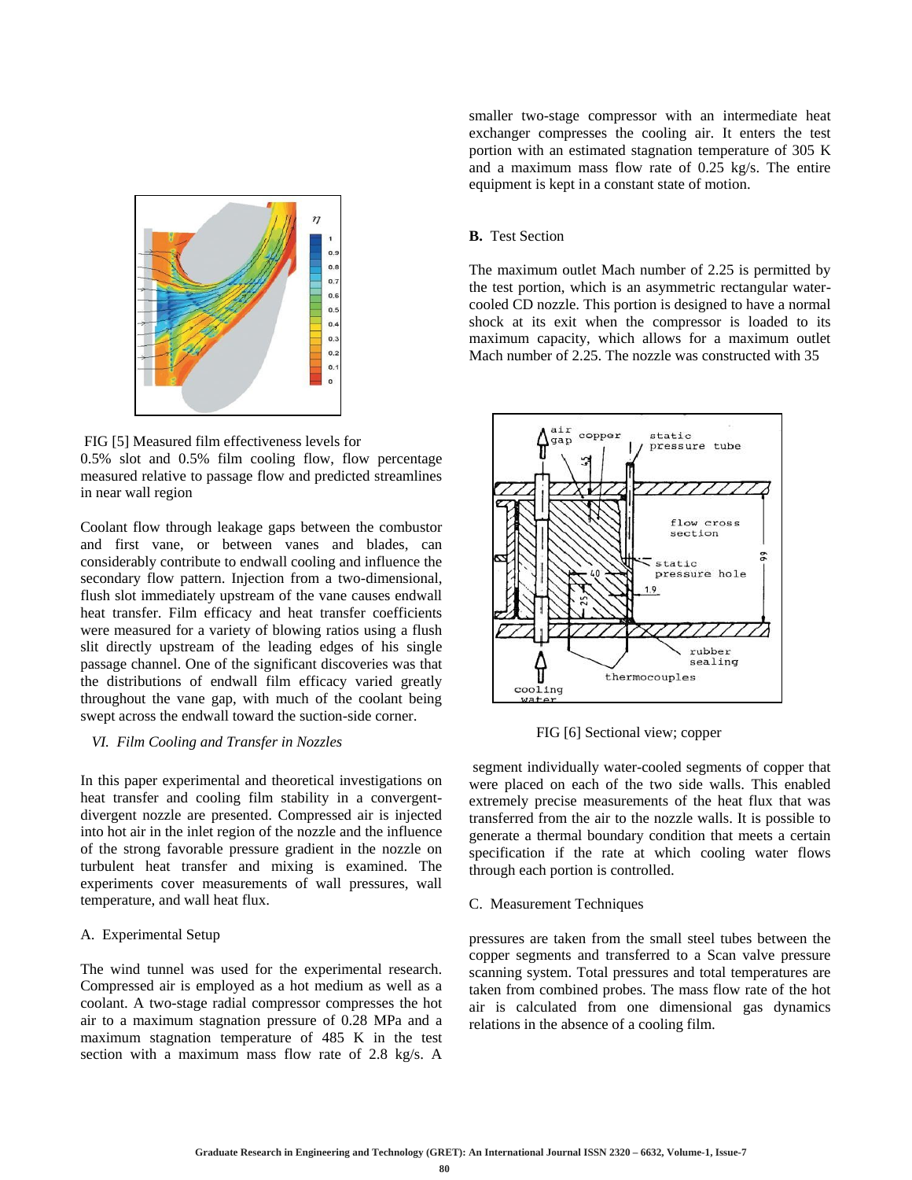FIG [5] Measured film effectiveness levels for 0.5% slot and 0.5% film cooling flow, flow percentage measured relative to passage flow and predicted streamlines in near wall region

Coolant flow through leakage gaps between the combustor and first vane, or between vanes and blades, can considerably contribute to endwall cooling and influence the secondary flow pattern. Injection from a two-dimensional, flush slot immediately upstream of the vane causes endwall heat transfer. Film efficacy and heat transfer coefficients were measured for a variety of blowing ratios using a flush slit directly upstream of the leading edges of his single passage channel. One of the significant discoveries was that the distributions of endwall film efficacy varied greatly throughout the vane gap, with much of the coolant being swept across the endwall toward the suction-side corner.

## *VI. Film Cooling and Transfer in Nozzles*

In this paper experimental and theoretical investigations on heat transfer and cooling film stability in a convergent-divergent nozzle are presented. Compressed air is injected into hot air in the inlet region of the nozzle and the influence of the strong favorable pressure gradient in the nozzle on turbulent heat transfer and mixing is examined. The experiments cover measurements of wall pressures, wall temperature, and wall heat flux.

### A. Experimental Setup

The wind tunnel was used for the experimental research. Compressed air is employed as a hot medium as well as a coolant. A two-stage radial compressor compresses the hot air to a maximum stagnation pressure of 0.28 MPa and a maximum stagnation temperature of 485 K in the test section with a maximum mass flow rate of 2.8 kg/s. A smaller two-stage compressor with an intermediate heat exchanger compresses the cooling air. It enters the test portion with an estimated stagnation temperature of 305 K and a maximum mass flow rate of 0.25 kg/s. The entire equipment is kept in a constant state of motion.

### **B.** Test Section

The maximum outlet Mach number of 2.25 is permitted by the test portion, which is an asymmetric rectangular water-cooled CD nozzle. This portion is designed to have a normal shock at its exit when the compressor is loaded to its maximum capacity, which allows for a maximum outlet Mach number of 2.25. The nozzle was constructed with 35

FIG [6] Sectional view; copper

segment individually water-cooled segments of copper that were placed on each of the two side walls. This enabled extremely precise measurements of the heat flux that was transferred from the air to the nozzle walls. It is possible to generate a thermal boundary condition that meets a certain specification if the rate at which cooling water flows through each portion is controlled.

### C. Measurement Techniques

pressures are taken from the small steel tubes between the copper segments and transferred to a Scan valve pressure scanning system. Total pressures and total temperatures are taken from combined probes. The mass flow rate of the hot air is calculated from one dimensional gas dynamics relations in the absence of a cooling film.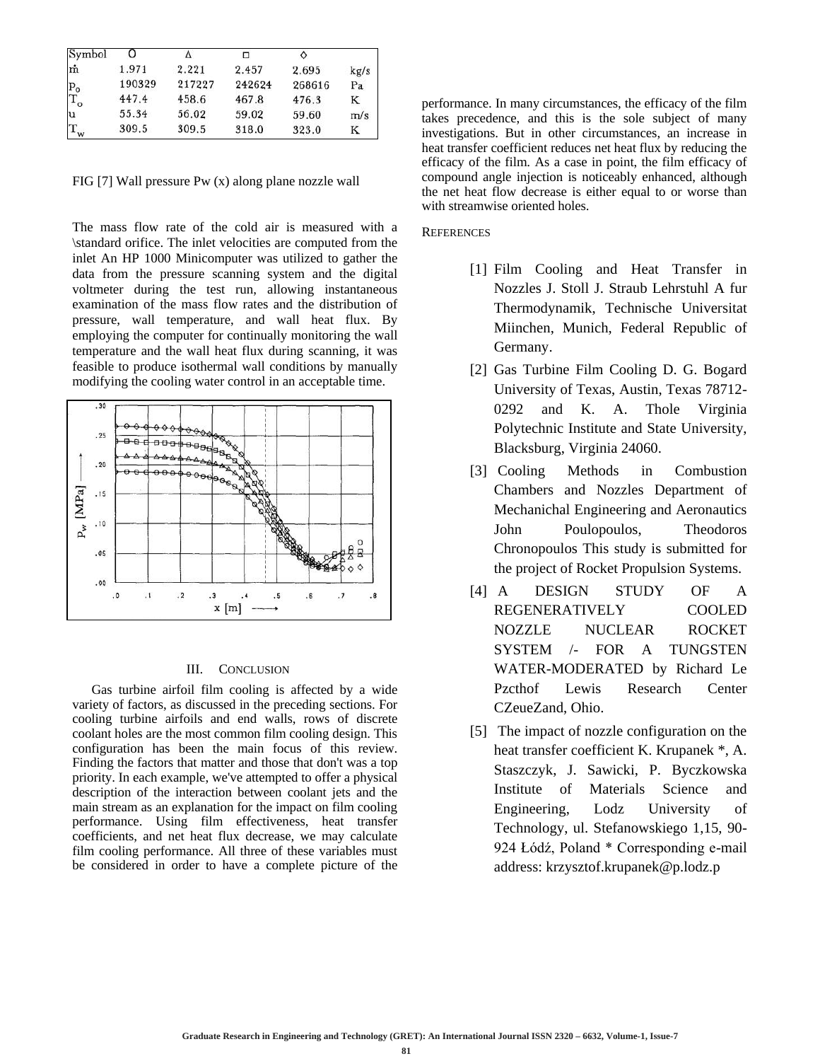| Symbol | O | Δ | □ | ◇ | |
|---|---|---|---|---|---|
| $\dot{m}$ | 1.971 | 2.221 | 2.457 | 2.695 | kg/s |
| $p_o$ | 190329 | 217227 | 242624 | 268616 | Pa |
| $T_o$ | 447.4 | 458.6 | 467.8 | 476.3 | K |
| u | 55.34 | 56.02 | 59.02 | 59.60 | m/s |
| $T_w$ | 309.5 | 309.5 | 318.0 | 323.0 | K |

FIG [7] Wall pressure Pw (x) along plane nozzle wall

The mass flow rate of the cold air is measured with a \standard orifice. The inlet velocities are computed from the inlet An HP 1000 Minicomputer was utilized to gather the data from the pressure scanning system and the digital voltmeter during the test run, allowing instantaneous examination of the mass flow rates and the distribution of pressure, wall temperature, and wall heat flux. By employing the computer for continually monitoring the wall temperature and the wall heat flux during scanning, it was feasible to produce isothermal wall conditions by manually modifying the cooling water control in an acceptable time.

$p_w$ [MPa]

.30
.25
.20
.15
.10
.05
.00

.0 .1 .2 .3 .4 .5 .6 .7 .8

x [m]

## III. Conclusion

Gas turbine airfoil film cooling is affected by a wide variety of factors, as discussed in the preceding sections. For cooling turbine airfoils and end walls, rows of discrete coolant holes are the most common film cooling design. This configuration has been the main focus of this review. Finding the factors that matter and those that don't was a top priority. In each example, we've attempted to offer a physical description of the interaction between coolant jets and the main stream as an explanation for the impact on film cooling performance. Using film effectiveness, heat transfer coefficients, and net heat flux decrease, we may calculate film cooling performance. All three of these variables must be considered in order to have a complete picture of the performance. In many circumstances, the efficacy of the film takes precedence, and this is the sole subject of many investigations. But in other circumstances, an increase in heat transfer coefficient reduces net heat flux by reducing the efficacy of the film. As a case in point, the film efficacy of compound angle injection is noticeably enhanced, although the net heat flow decrease is either equal to or worse than with streamwise oriented holes.

## References

[1] Film Cooling and Heat Transfer in Nozzles J. Stoll J. Straub Lehrstuhl A fur Thermodynamik, Technische Universitat Miinchen, Munich, Federal Republic of Germany.

[2] Gas Turbine Film Cooling D. G. Bogard University of Texas, Austin, Texas 78712-0292 and K. A. Thole Virginia Polytechnic Institute and State University, Blacksburg, Virginia 24060.

[3] Cooling Methods in Combustion Chambers and Nozzles Department of Mechanichal Engineering and Aeronautics John Poulopoulos, Theodoros Chronopoulos This study is submitted for the project of Rocket Propulsion Systems.

[4] A DESIGN STUDY OF A REGENERATIVELY COOLED NOZZLE NUCLEAR ROCKET SYSTEM /- FOR A TUNGSTEN WATER-MODERATED by Richard Le Pzcthof Lewis Research Center CZeueZand, Ohio.

[5] The impact of nozzle configuration on the heat transfer coefficient K. Krupanek *, A. Staszczyk, J. Sawicki, P. Byczkowska Institute of Materials Science and Engineering, Lodz University of Technology, ul. Stefanowskiego 1,15, 90-924 Łódź, Poland * Corresponding e-mail address: krzysztof.krupanek@p.lodz.p